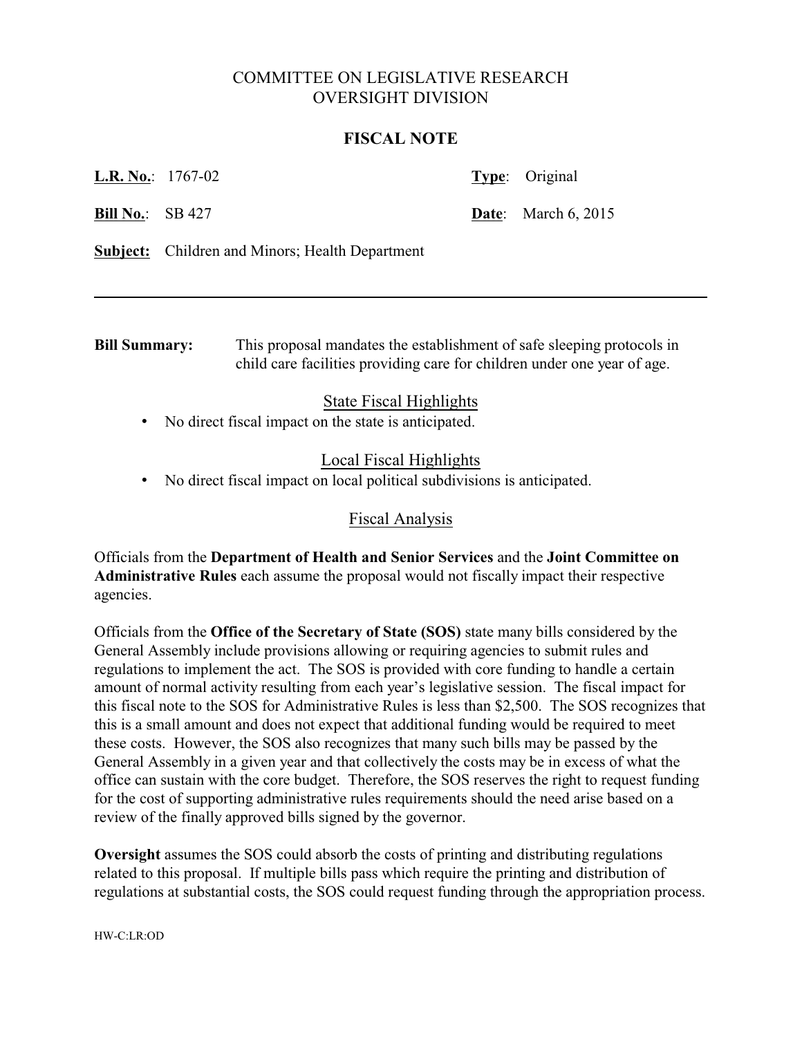# COMMITTEE ON LEGISLATIVE RESEARCH
# OVERSIGHT DIVISION

## FISCAL NOTE

**L.R. No.**: 1767-02 **Type**: Original

**Bill No.**: SB 427 **Date**: March 6, 2015

**Subject:** Children and Minors; Health Department

---

**Bill Summary:** This proposal mandates the establishment of safe sleeping protocols in child care facilities providing care for children under one year of age.

### State Fiscal Highlights

- No direct fiscal impact on the state is anticipated.

### Local Fiscal Highlights

- No direct fiscal impact on local political subdivisions is anticipated.

### Fiscal Analysis

Officials from the **Department of Health and Senior Services** and the **Joint Committee on Administrative Rules** each assume the proposal would not fiscally impact their respective agencies.

Officials from the **Office of the Secretary of State (SOS)** state many bills considered by the General Assembly include provisions allowing or requiring agencies to submit rules and regulations to implement the act. The SOS is provided with core funding to handle a certain amount of normal activity resulting from each year's legislative session. The fiscal impact for this fiscal note to the SOS for Administrative Rules is less than $2,500. The SOS recognizes that this is a small amount and does not expect that additional funding would be required to meet these costs. However, the SOS also recognizes that many such bills may be passed by the General Assembly in a given year and that collectively the costs may be in excess of what the office can sustain with the core budget. Therefore, the SOS reserves the right to request funding for the cost of supporting administrative rules requirements should the need arise based on a review of the finally approved bills signed by the governor.

**Oversight** assumes the SOS could absorb the costs of printing and distributing regulations related to this proposal. If multiple bills pass which require the printing and distribution of regulations at substantial costs, the SOS could request funding through the appropriation process.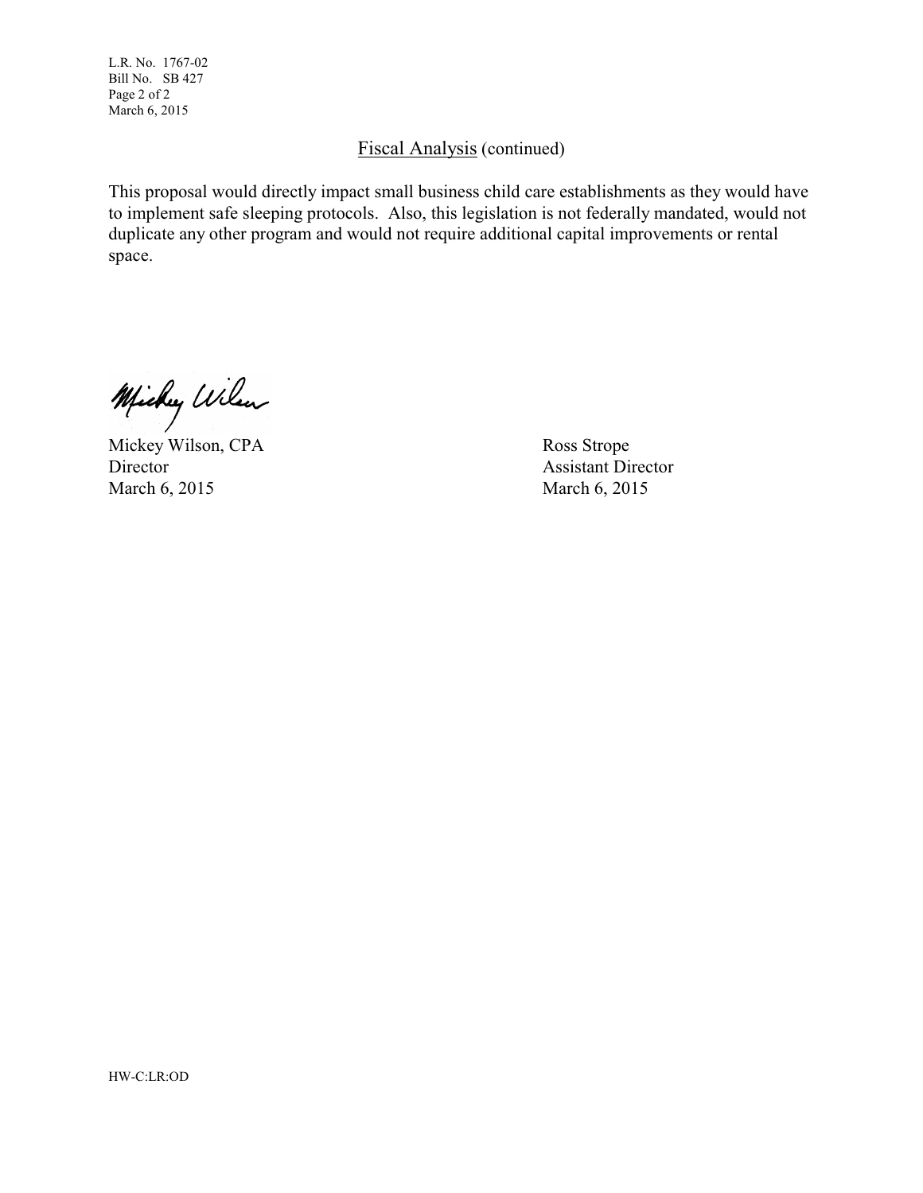Fiscal Analysis (continued)

This proposal would directly impact small business child care establishments as they would have to implement safe sleeping protocols. Also, this legislation is not federally mandated, would not duplicate any other program and would not require additional capital improvements or rental space.

| | |
|---|---|
| Mickey Wilson, CPA | Ross Strope |
| Director | Assistant Director |
| March 6, 2015 | March 6, 2015 |

HW-C:LR:OD